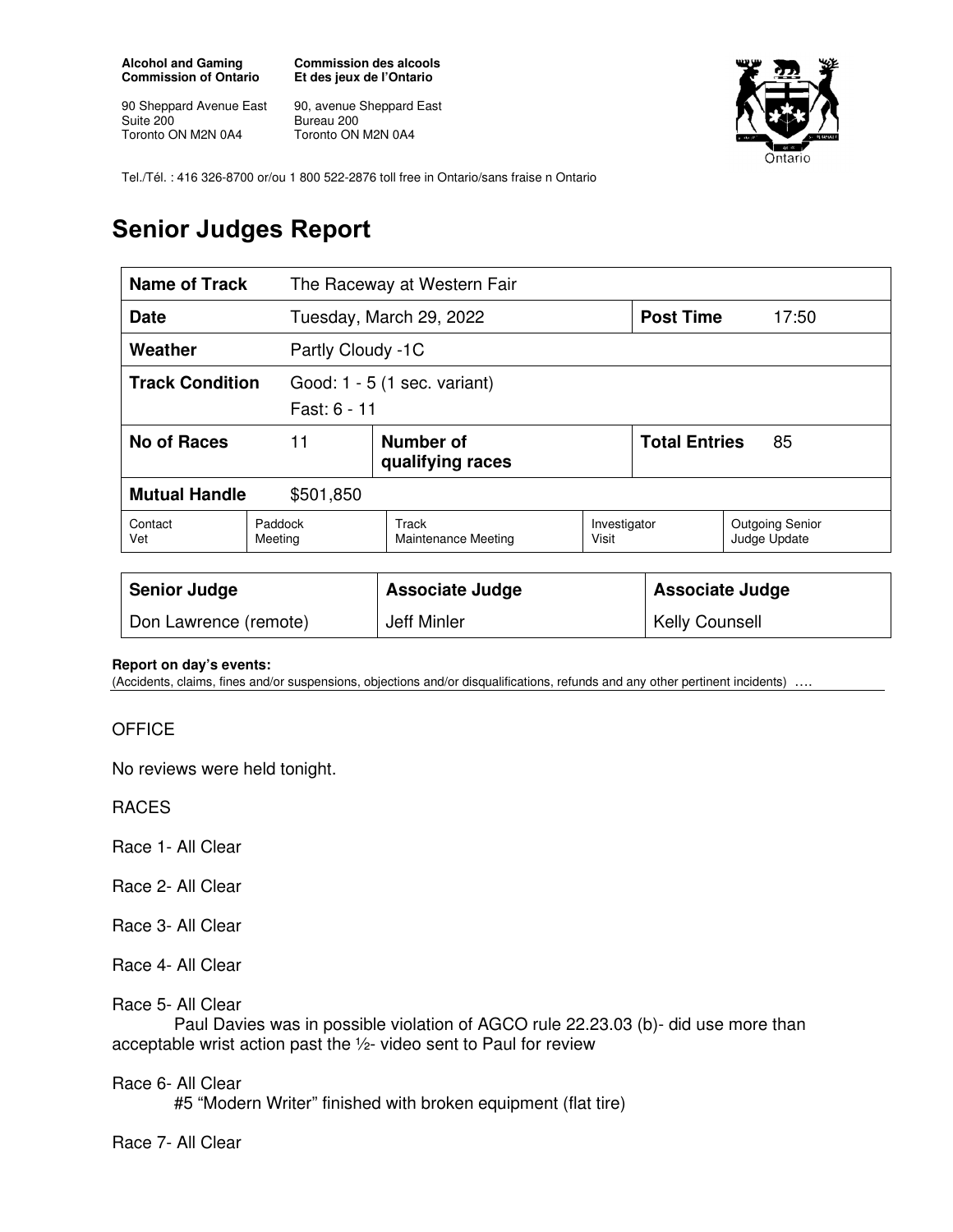**Alcohol and Gaming Commission of Ontario**

90 Sheppard Avenue East
Suite 200
Toronto ON M2N 0A4

**Commission des alcools Et des jeux de l'Ontario**

90, avenue Sheppard East
Bureau 200
Toronto ON M2N 0A4

Tel./Tél. : 416 326-8700 or/ou 1 800 522-2876 toll free in Ontario/sans fraise n Ontario

# Senior Judges Report

| **Name of Track** | The Raceway at Western Fair | | | |
|---|---|---|---|---|
| **Date** | Tuesday, March 29, 2022 | | **Post Time** | 17:50 |
| **Weather** | Partly Cloudy -1C | | | |
| **Track Condition** | Good: 1 - 5 (1 sec. variant)<br>Fast: 6 - 11 | | | |
| **No of Races** | 11 | **Number of qualifying races** | **Total Entries** | 85 |
| **Mutual Handle** | $501,850 | | | |

| Contact Vet | Paddock Meeting | Track Maintenance Meeting | Investigator Visit | Outgoing Senior Judge Update |
|---|---|---|---|---|

| **Senior Judge** | **Associate Judge** | **Associate Judge** |
|---|---|---|
| Don Lawrence (remote) | Jeff Minler | Kelly Counsell |

**Report on day's events:**
(Accidents, claims, fines and/or suspensions, objections and/or disqualifications, refunds and any other pertinent incidents) ….

OFFICE

No reviews were held tonight.

RACES

Race 1- All Clear

Race 2- All Clear

Race 3- All Clear

Race 4- All Clear

Race 5- All Clear
Paul Davies was in possible violation of AGCO rule 22.23.03 (b)- did use more than acceptable wrist action past the ½- video sent to Paul for review

Race 6- All Clear
#5 "Modern Writer" finished with broken equipment (flat tire)

Race 7- All Clear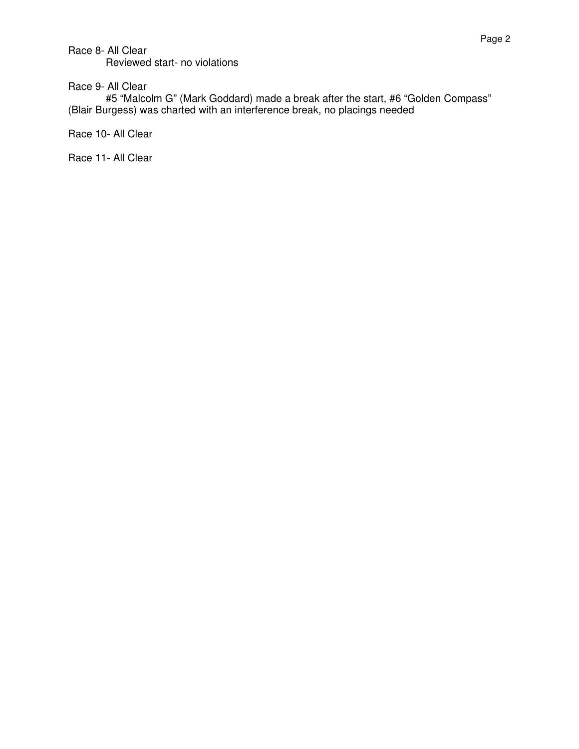Race 8- All Clear

Reviewed start- no violations

Race 9- All Clear

#5 "Malcolm G" (Mark Goddard) made a break after the start, #6 "Golden Compass" (Blair Burgess) was charted with an interference break, no placings needed

Race 10- All Clear

Race 11- All Clear